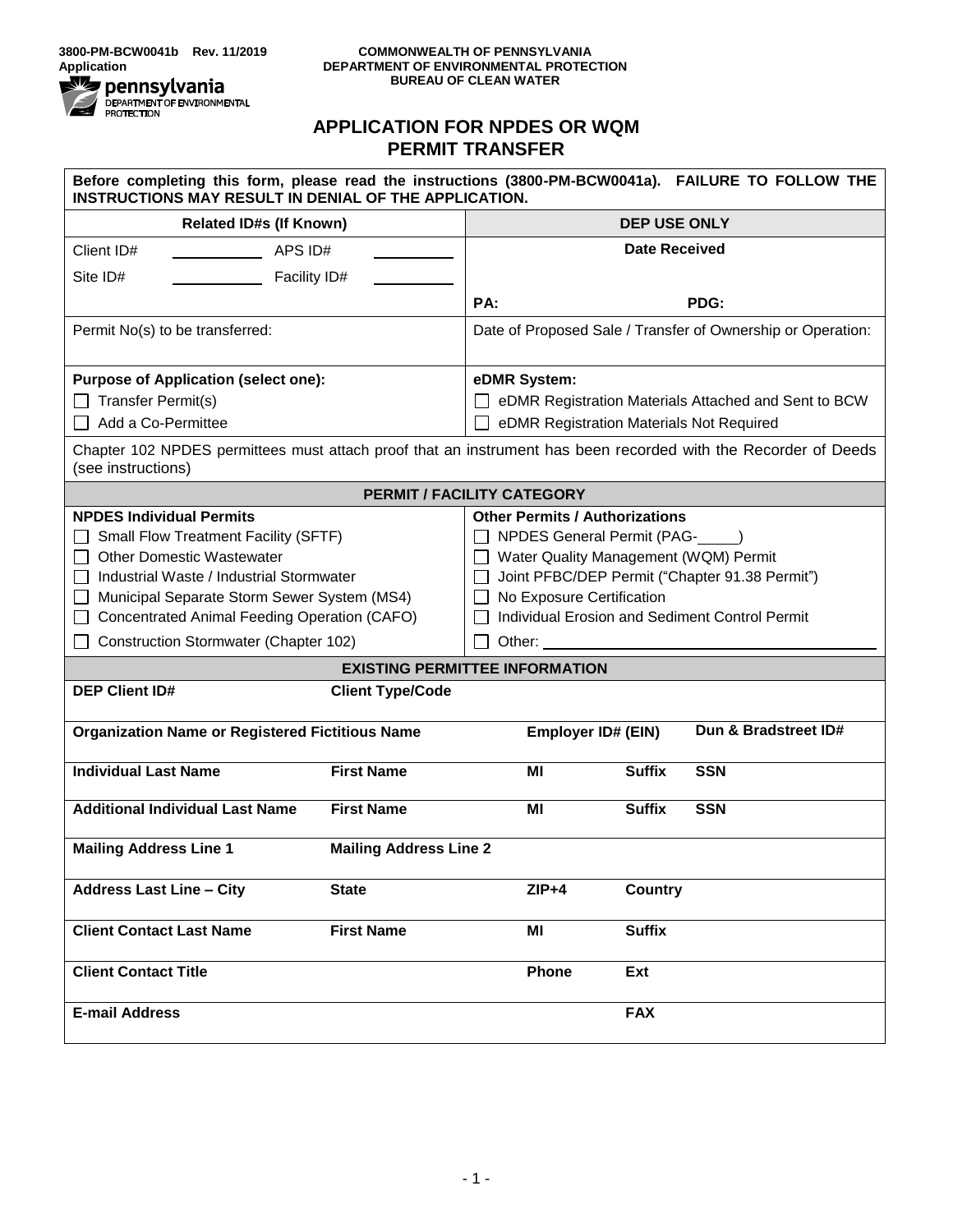3800-PM-BCW0041b Rev. 11/2019
Application

COMMONWEALTH OF PENNSYLVANIA
DEPARTMENT OF ENVIRONMENTAL PROTECTION
BUREAU OF CLEAN WATER

pennsylvania
DEPARTMENT OF ENVIRONMENTAL PROTECTION

# APPLICATION FOR NPDES OR WQM PERMIT TRANSFER

**Before completing this form, please read the instructions (3800-PM-BCW0041a). FAILURE TO FOLLOW THE INSTRUCTIONS MAY RESULT IN DENIAL OF THE APPLICATION.**

| **Related ID#s (If Known)** | **DEP USE ONLY** |
|---|---|
| Client ID# ________ APS ID# ________ | **Date Received** |
| Site ID# ________ Facility ID# ________ | |
| | **PA:** **PDG:** |
| Permit No(s) to be transferred: | Date of Proposed Sale / Transfer of Ownership or Operation: |
| **Purpose of Application (select one):** | **eDMR System:** |
| ☐ Transfer Permit(s) | ☐ eDMR Registration Materials Attached and Sent to BCW |
| ☐ Add a Co-Permittee | ☐ eDMR Registration Materials Not Required |

Chapter 102 NPDES permittees must attach proof that an instrument has been recorded with the Recorder of Deeds (see instructions)

## PERMIT / FACILITY CATEGORY

| **NPDES Individual Permits** | **Other Permits / Authorizations** |
|---|---|
| ☐ Small Flow Treatment Facility (SFTF) | ☐ NPDES General Permit (PAG-_____) |
| ☐ Other Domestic Wastewater | ☐ Water Quality Management (WQM) Permit |
| ☐ Industrial Waste / Industrial Stormwater | ☐ Joint PFBC/DEP Permit ("Chapter 91.38 Permit") |
| ☐ Municipal Separate Storm Sewer System (MS4) | ☐ No Exposure Certification |
| ☐ Concentrated Animal Feeding Operation (CAFO) | ☐ Individual Erosion and Sediment Control Permit |
| ☐ Construction Stormwater (Chapter 102) | ☐ Other: ______________________ |

## EXISTING PERMITTEE INFORMATION

| **DEP Client ID#** | **Client Type/Code** | | | |
|---|---|---|---|---|
| **Organization Name or Registered Fictitious Name** | | **Employer ID# (EIN)** | | **Dun & Bradstreet ID#** |
| **Individual Last Name** | **First Name** | **MI** | **Suffix** | **SSN** |
| **Additional Individual Last Name** | **First Name** | **MI** | **Suffix** | **SSN** |
| **Mailing Address Line 1** | **Mailing Address Line 2** | | | |
| **Address Last Line – City** | **State** | **ZIP+4** | **Country** | |
| **Client Contact Last Name** | **First Name** | **MI** | **Suffix** | |
| **Client Contact Title** | | **Phone** | **Ext** | |
| **E-mail Address** | | | **FAX** | |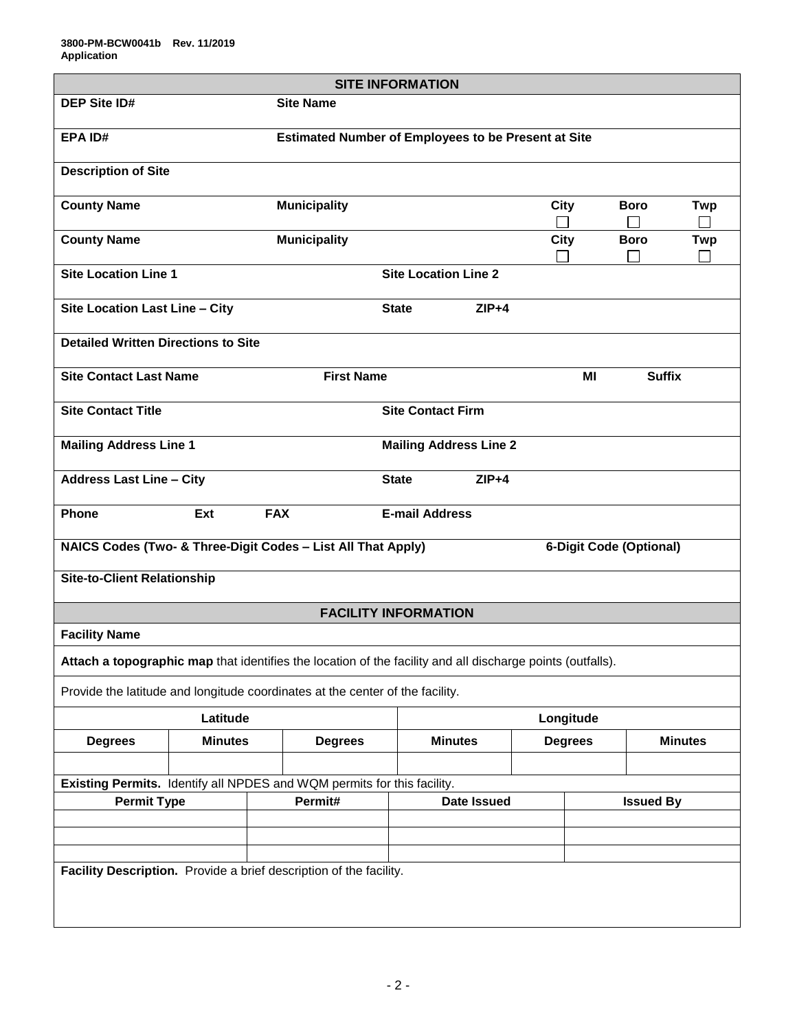3800-PM-BCW0041b Rev. 11/2019
Application

## SITE INFORMATION

| DEP Site ID# | Site Name | | | | |
|---|---|---|---|---|---|
| EPA ID# | Estimated Number of Employees to be Present at Site | | | | |
| Description of Site | | | | | |
| County Name | Municipality | | City ☐ | Boro ☐ | Twp ☐ |
| County Name | Municipality | | City ☐ | Boro ☐ | Twp ☐ |
| Site Location Line 1 | | Site Location Line 2 | | | |
| Site Location Last Line – City | | State | ZIP+4 | | |
| Detailed Written Directions to Site | | | | | |
| Site Contact Last Name | First Name | | MI | Suffix | |
| Site Contact Title | | Site Contact Firm | | | |
| Mailing Address Line 1 | | Mailing Address Line 2 | | | |
| Address Last Line – City | | State | ZIP+4 | | |
| Phone | Ext | FAX | E-mail Address | | |
| NAICS Codes (Two- & Three-Digit Codes – List All That Apply) | | | | 6-Digit Code (Optional) | |
| Site-to-Client Relationship | | | | | |

## FACILITY INFORMATION

**Facility Name**

**Attach a topographic map** that identifies the location of the facility and all discharge points (outfalls).

Provide the latitude and longitude coordinates at the center of the facility.

| Latitude | | | Longitude | | |
|---|---|---|---|---|---|
| Degrees | Minutes | Degrees | Minutes | Degrees | Minutes |
| | | | | | |

**Existing Permits.** Identify all NPDES and WQM permits for this facility.

| Permit Type | Permit# | Date Issued | Issued By |
|---|---|---|---|
| | | | |
| | | | |
| | | | |

**Facility Description.** Provide a brief description of the facility.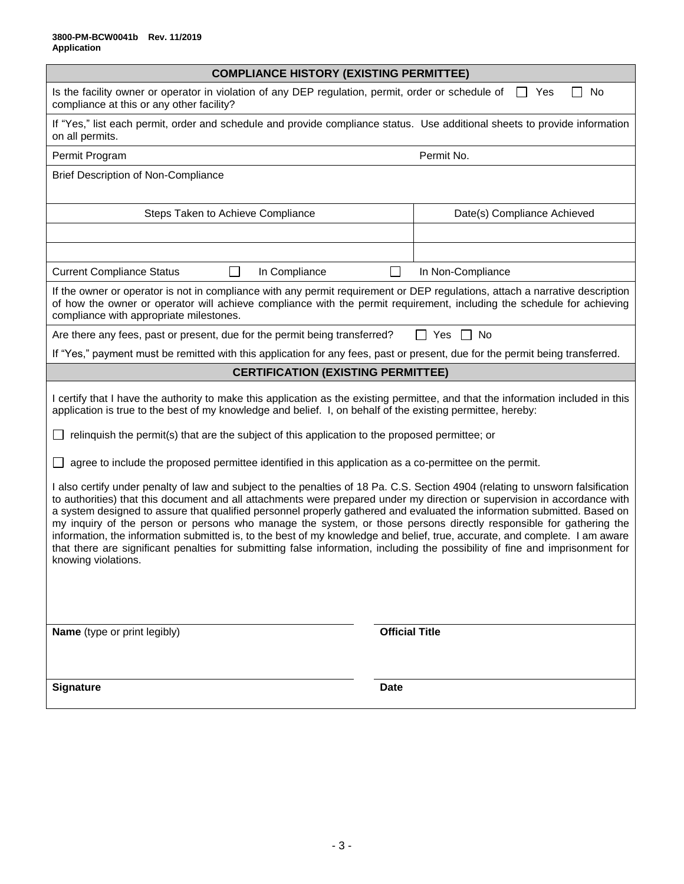**3800-PM-BCW0041b Rev. 11/2019**
**Application**

## COMPLIANCE HISTORY (EXISTING PERMITTEE)

Is the facility owner or operator in violation of any DEP regulation, permit, order or schedule of compliance at this or any other facility? ☐ Yes ☐ No

If "Yes," list each permit, order and schedule and provide compliance status. Use additional sheets to provide information on all permits.

Permit Program ______________________ Permit No. ______________________

Brief Description of Non-Compliance

| Steps Taken to Achieve Compliance | Date(s) Compliance Achieved |
|---|---|
| | |
| | |

Current Compliance Status ☐ In Compliance ☐ In Non-Compliance

If the owner or operator is not in compliance with any permit requirement or DEP regulations, attach a narrative description of how the owner or operator will achieve compliance with the permit requirement, including the schedule for achieving compliance with appropriate milestones.

Are there any fees, past or present, due for the permit being transferred? ☐ Yes ☐ No

If "Yes," payment must be remitted with this application for any fees, past or present, due for the permit being transferred.

## CERTIFICATION (EXISTING PERMITTEE)

I certify that I have the authority to make this application as the existing permittee, and that the information included in this application is true to the best of my knowledge and belief. I, on behalf of the existing permittee, hereby:

☐ relinquish the permit(s) that are the subject of this application to the proposed permittee; or

☐ agree to include the proposed permittee identified in this application as a co-permittee on the permit.

I also certify under penalty of law and subject to the penalties of 18 Pa. C.S. Section 4904 (relating to unsworn falsification to authorities) that this document and all attachments were prepared under my direction or supervision in accordance with a system designed to assure that qualified personnel properly gathered and evaluated the information submitted. Based on my inquiry of the person or persons who manage the system, or those persons directly responsible for gathering the information, the information submitted is, to the best of my knowledge and belief, true, accurate, and complete. I am aware that there are significant penalties for submitting false information, including the possibility of fine and imprisonment for knowing violations.

**Name** (type or print legibly) ______________________ **Official Title** ______________________

**Signature** ______________________ **Date** ______________________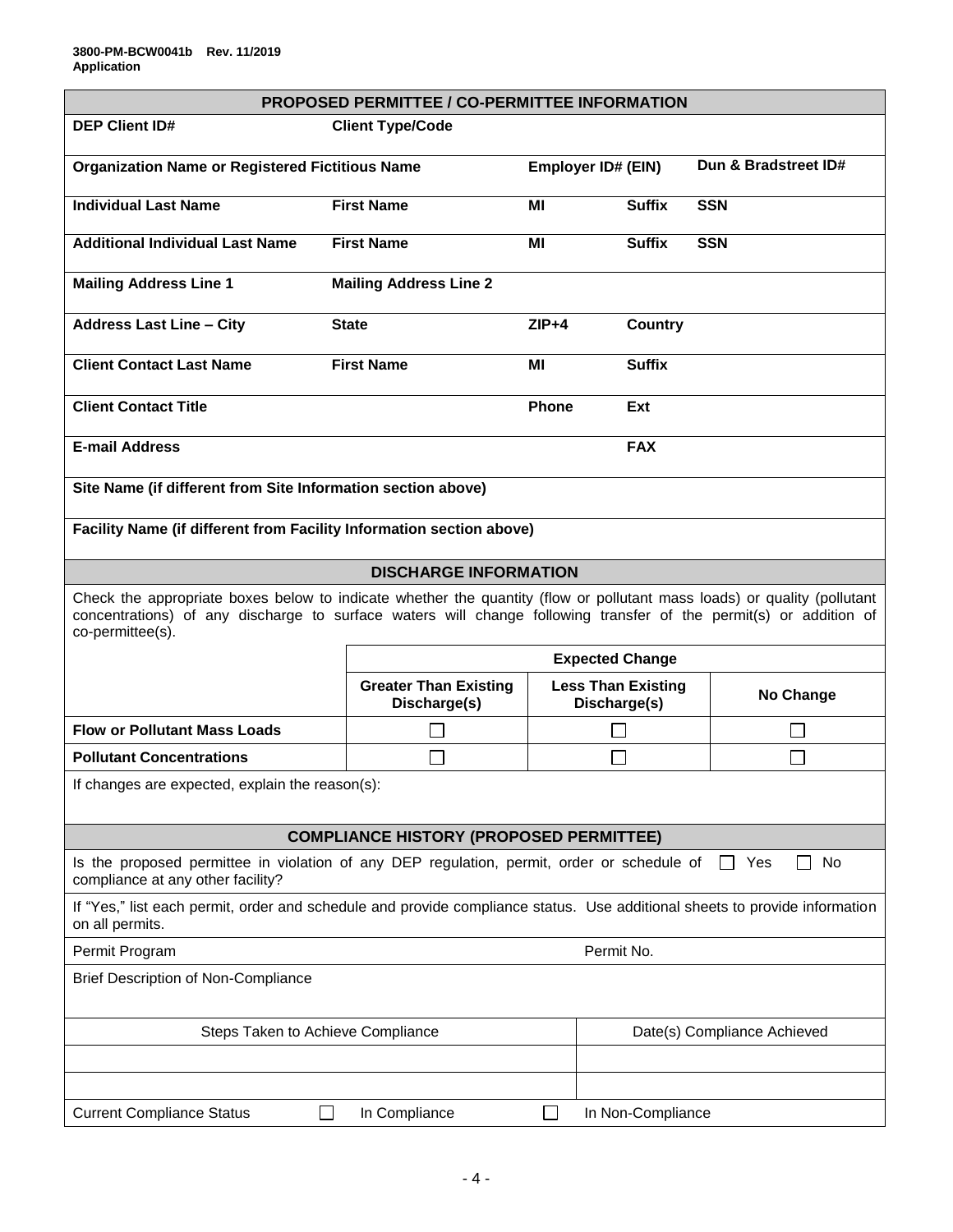3800-PM-BCW0041b Rev. 11/2019
Application

## PROPOSED PERMITTEE / CO-PERMITTEE INFORMATION

| **DEP Client ID#** | **Client Type/Code** | | | |
|---|---|---|---|---|
| **Organization Name or Registered Fictitious Name** | | **Employer ID# (EIN)** | | **Dun & Bradstreet ID#** |
| **Individual Last Name** | **First Name** | **MI** | **Suffix** | **SSN** |
| **Additional Individual Last Name** | **First Name** | **MI** | **Suffix** | **SSN** |
| **Mailing Address Line 1** | **Mailing Address Line 2** | | | |
| **Address Last Line – City** | **State** | **ZIP+4** | **Country** | |
| **Client Contact Last Name** | **First Name** | **MI** | **Suffix** | |
| **Client Contact Title** | | **Phone** | **Ext** | |
| **E-mail Address** | | | **FAX** | |
| **Site Name (if different from Site Information section above)** | | | | |
| **Facility Name (if different from Facility Information section above)** | | | | |

## DISCHARGE INFORMATION

Check the appropriate boxes below to indicate whether the quantity (flow or pollutant mass loads) or quality (pollutant concentrations) of any discharge to surface waters will change following transfer of the permit(s) or addition of co-permittee(s).

| | **Expected Change** | | |
|---|---|---|---|
| | **Greater Than Existing Discharge(s)** | **Less Than Existing Discharge(s)** | **No Change** |
| **Flow or Pollutant Mass Loads** | ☐ | ☐ | ☐ |
| **Pollutant Concentrations** | ☐ | ☐ | ☐ |

If changes are expected, explain the reason(s):

## COMPLIANCE HISTORY (PROPOSED PERMITTEE)

Is the proposed permittee in violation of any DEP regulation, permit, order or schedule of compliance at any other facility? ☐ Yes ☐ No

If "Yes," list each permit, order and schedule and provide compliance status. Use additional sheets to provide information on all permits.

| Permit Program | Permit No. |
|---|---|
| Brief Description of Non-Compliance | |

| Steps Taken to Achieve Compliance | Date(s) Compliance Achieved |
|---|---|
| | |
| | |

Current Compliance Status ☐ In Compliance ☐ In Non-Compliance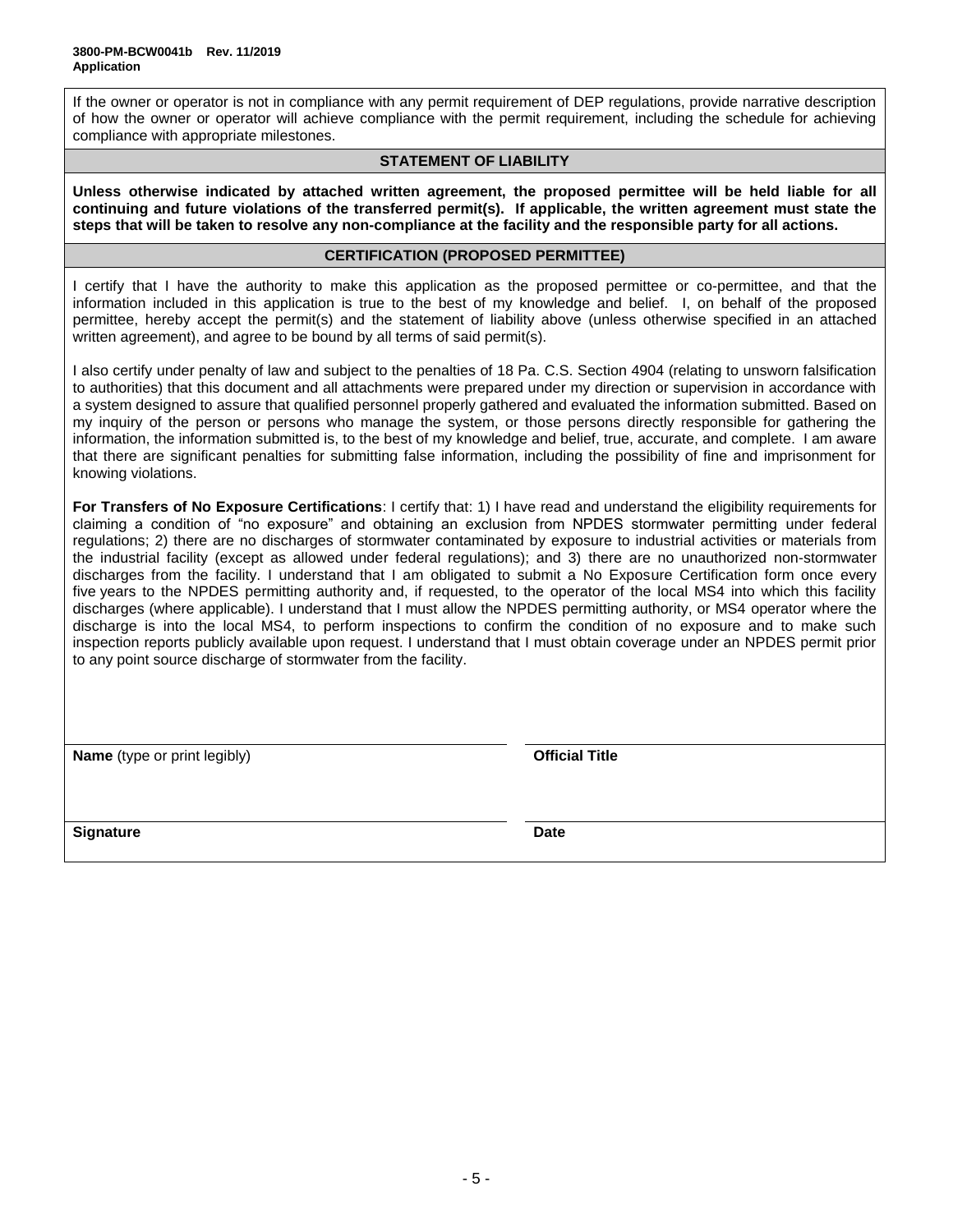If the owner or operator is not in compliance with any permit requirement of DEP regulations, provide narrative description of how the owner or operator will achieve compliance with the permit requirement, including the schedule for achieving compliance with appropriate milestones.

## STATEMENT OF LIABILITY

**Unless otherwise indicated by attached written agreement, the proposed permittee will be held liable for all continuing and future violations of the transferred permit(s). If applicable, the written agreement must state the steps that will be taken to resolve any non-compliance at the facility and the responsible party for all actions.**

## CERTIFICATION (PROPOSED PERMITTEE)

I certify that I have the authority to make this application as the proposed permittee or co-permittee, and that the information included in this application is true to the best of my knowledge and belief. I, on behalf of the proposed permittee, hereby accept the permit(s) and the statement of liability above (unless otherwise specified in an attached written agreement), and agree to be bound by all terms of said permit(s).

I also certify under penalty of law and subject to the penalties of 18 Pa. C.S. Section 4904 (relating to unsworn falsification to authorities) that this document and all attachments were prepared under my direction or supervision in accordance with a system designed to assure that qualified personnel properly gathered and evaluated the information submitted. Based on my inquiry of the person or persons who manage the system, or those persons directly responsible for gathering the information, the information submitted is, to the best of my knowledge and belief, true, accurate, and complete. I am aware that there are significant penalties for submitting false information, including the possibility of fine and imprisonment for knowing violations.

**For Transfers of No Exposure Certifications**: I certify that: 1) I have read and understand the eligibility requirements for claiming a condition of "no exposure" and obtaining an exclusion from NPDES stormwater permitting under federal regulations; 2) there are no discharges of stormwater contaminated by exposure to industrial activities or materials from the industrial facility (except as allowed under federal regulations); and 3) there are no unauthorized non-stormwater discharges from the facility. I understand that I am obligated to submit a No Exposure Certification form once every five years to the NPDES permitting authority and, if requested, to the operator of the local MS4 into which this facility discharges (where applicable). I understand that I must allow the NPDES permitting authority, or MS4 operator where the discharge is into the local MS4, to perform inspections to confirm the condition of no exposure and to make such inspection reports publicly available upon request. I understand that I must obtain coverage under an NPDES permit prior to any point source discharge of stormwater from the facility.

| **Name** (type or print legibly) | **Official Title** |
|---|---|
| **Signature** | **Date** |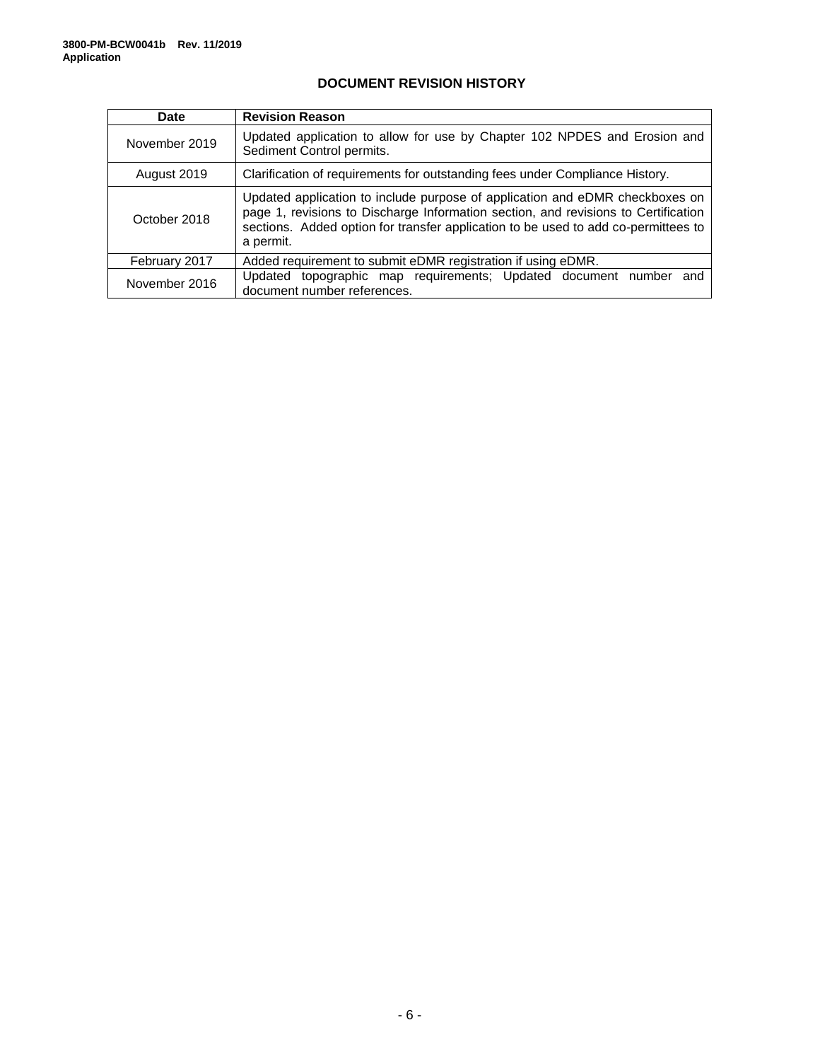## DOCUMENT REVISION HISTORY

| Date | Revision Reason |
|---|---|
| November 2019 | Updated application to allow for use by Chapter 102 NPDES and Erosion and Sediment Control permits. |
| August 2019 | Clarification of requirements for outstanding fees under Compliance History. |
| October 2018 | Updated application to include purpose of application and eDMR checkboxes on page 1, revisions to Discharge Information section, and revisions to Certification sections. Added option for transfer application to be used to add co-permittees to a permit. |
| February 2017 | Added requirement to submit eDMR registration if using eDMR. |
| November 2016 | Updated topographic map requirements; Updated document number and document number references. |